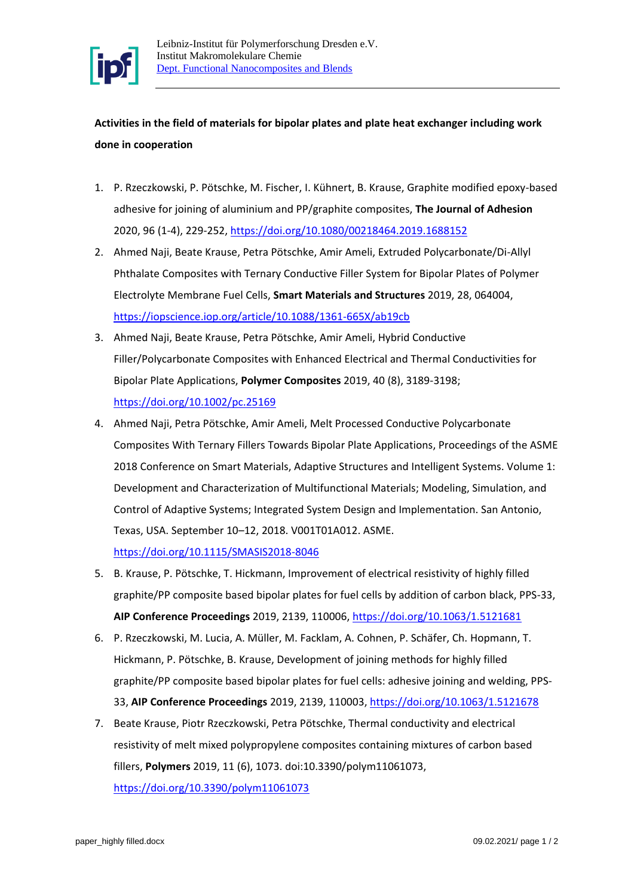Leibniz-Institut für Polymerforschung Dresden e.V.
Institut Makromolekulare Chemie
Dept. Functional Nanocomposites and Blends

**Activities in the field of materials for bipolar plates and plate heat exchanger including work done in cooperation**

1. P. Rzeczkowski, P. Pötschke, M. Fischer, I. Kühnert, B. Krause, Graphite modified epoxy-based adhesive for joining of aluminium and PP/graphite composites, **The Journal of Adhesion** 2020, 96 (1-4), 229-252, https://doi.org/10.1080/00218464.2019.1688152
2. Ahmed Naji, Beate Krause, Petra Pötschke, Amir Ameli, Extruded Polycarbonate/Di-Allyl Phthalate Composites with Ternary Conductive Filler System for Bipolar Plates of Polymer Electrolyte Membrane Fuel Cells, **Smart Materials and Structures** 2019, 28, 064004, https://iopscience.iop.org/article/10.1088/1361-665X/ab19cb
3. Ahmed Naji, Beate Krause, Petra Pötschke, Amir Ameli, Hybrid Conductive Filler/Polycarbonate Composites with Enhanced Electrical and Thermal Conductivities for Bipolar Plate Applications, **Polymer Composites** 2019, 40 (8), 3189-3198; https://doi.org/10.1002/pc.25169
4. Ahmed Naji, Petra Pötschke, Amir Ameli, Melt Processed Conductive Polycarbonate Composites With Ternary Fillers Towards Bipolar Plate Applications, Proceedings of the ASME 2018 Conference on Smart Materials, Adaptive Structures and Intelligent Systems. Volume 1: Development and Characterization of Multifunctional Materials; Modeling, Simulation, and Control of Adaptive Systems; Integrated System Design and Implementation. San Antonio, Texas, USA. September 10–12, 2018. V001T01A012. ASME. https://doi.org/10.1115/SMASIS2018-8046
5. B. Krause, P. Pötschke, T. Hickmann, Improvement of electrical resistivity of highly filled graphite/PP composite based bipolar plates for fuel cells by addition of carbon black, PPS-33, **AIP Conference Proceedings** 2019, 2139, 110006, https://doi.org/10.1063/1.5121681
6. P. Rzeczkowski, M. Lucia, A. Müller, M. Facklam, A. Cohnen, P. Schäfer, Ch. Hopmann, T. Hickmann, P. Pötschke, B. Krause, Development of joining methods for highly filled graphite/PP composite based bipolar plates for fuel cells: adhesive joining and welding, PPS-33, **AIP Conference Proceedings** 2019, 2139, 110003, https://doi.org/10.1063/1.5121678
7. Beate Krause, Piotr Rzeczkowski, Petra Pötschke, Thermal conductivity and electrical resistivity of melt mixed polypropylene composites containing mixtures of carbon based fillers, **Polymers** 2019, 11 (6), 1073. doi:10.3390/polym11061073, https://doi.org/10.3390/polym11061073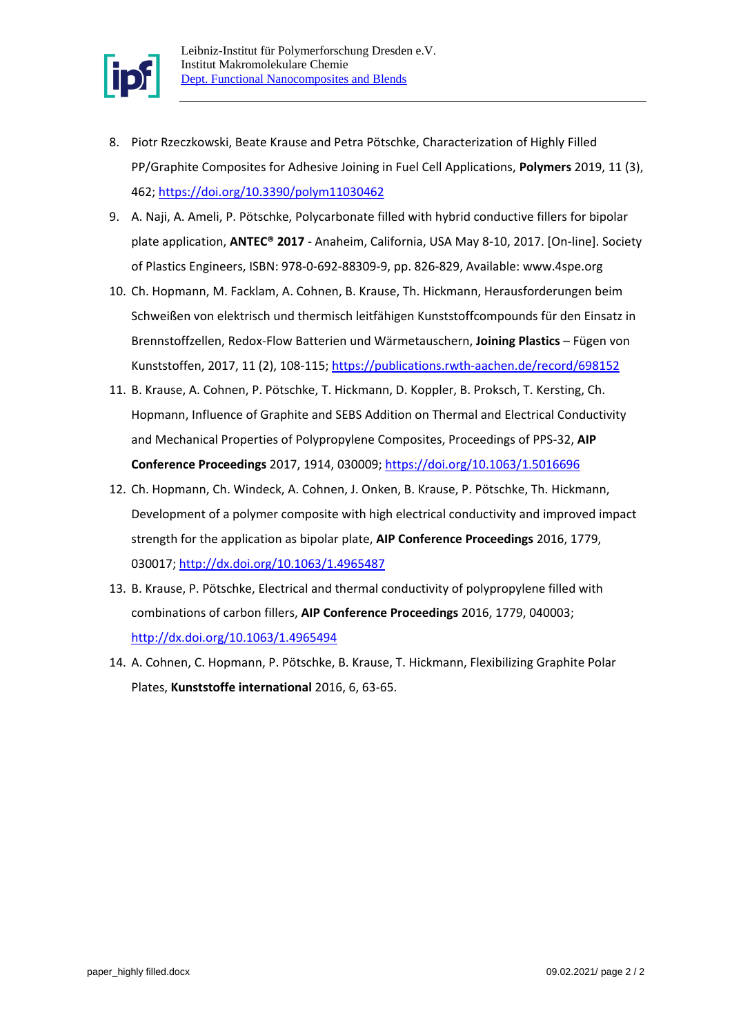8. Piotr Rzeczkowski, Beate Krause and Petra Pötschke, Characterization of Highly Filled PP/Graphite Composites for Adhesive Joining in Fuel Cell Applications, **Polymers** 2019, 11 (3), 462; https://doi.org/10.3390/polym11030462
9. A. Naji, A. Ameli, P. Pötschke, Polycarbonate filled with hybrid conductive fillers for bipolar plate application, **ANTEC® 2017** - Anaheim, California, USA May 8-10, 2017. [On-line]. Society of Plastics Engineers, ISBN: 978-0-692-88309-9, pp. 826-829, Available: www.4spe.org
10. Ch. Hopmann, M. Facklam, A. Cohnen, B. Krause, Th. Hickmann, Herausforderungen beim Schweißen von elektrisch und thermisch leitfähigen Kunststoffcompounds für den Einsatz in Brennstoffzellen, Redox-Flow Batterien und Wärmetauschern, **Joining Plastics** – Fügen von Kunststoffen, 2017, 11 (2), 108-115; https://publications.rwth-aachen.de/record/698152
11. B. Krause, A. Cohnen, P. Pötschke, T. Hickmann, D. Koppler, B. Proksch, T. Kersting, Ch. Hopmann, Influence of Graphite and SEBS Addition on Thermal and Electrical Conductivity and Mechanical Properties of Polypropylene Composites, Proceedings of PPS-32, **AIP Conference Proceedings** 2017, 1914, 030009; https://doi.org/10.1063/1.5016696
12. Ch. Hopmann, Ch. Windeck, A. Cohnen, J. Onken, B. Krause, P. Pötschke, Th. Hickmann, Development of a polymer composite with high electrical conductivity and improved impact strength for the application as bipolar plate, **AIP Conference Proceedings** 2016, 1779, 030017; http://dx.doi.org/10.1063/1.4965487
13. B. Krause, P. Pötschke, Electrical and thermal conductivity of polypropylene filled with combinations of carbon fillers, **AIP Conference Proceedings** 2016, 1779, 040003; http://dx.doi.org/10.1063/1.4965494
14. A. Cohnen, C. Hopmann, P. Pötschke, B. Krause, T. Hickmann, Flexibilizing Graphite Polar Plates, **Kunststoffe international** 2016, 6, 63-65.